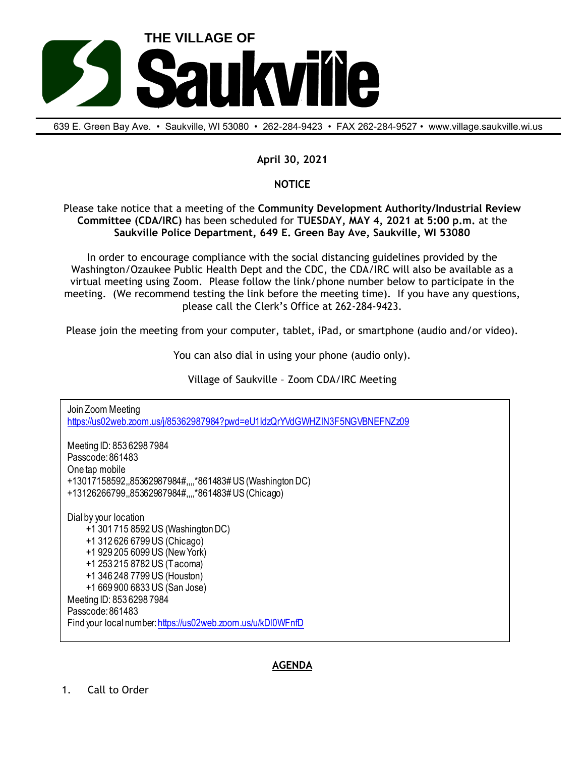# THE VILLAGE OF Saukville

639 E. Green Bay Ave. • Saukville, WI 53080 • 262-284-9423 • FAX 262-284-9527 • www.village.saukville.wi.us

**April 30, 2021**

**NOTICE**

Please take notice that a meeting of the **Community Development Authority/Industrial Review Committee (CDA/IRC)** has been scheduled for **TUESDAY, MAY 4, 2021 at 5:00 p.m.** at the **Saukville Police Department, 649 E. Green Bay Ave, Saukville, WI 53080**

In order to encourage compliance with the social distancing guidelines provided by the Washington/Ozaukee Public Health Dept and the CDC, the CDA/IRC will also be available as a virtual meeting using Zoom. Please follow the link/phone number below to participate in the meeting. (We recommend testing the link before the meeting time). If you have any questions, please call the Clerk's Office at 262-284-9423.

Please join the meeting from your computer, tablet, iPad, or smartphone (audio and/or video).

You can also dial in using your phone (audio only).

Village of Saukville – Zoom CDA/IRC Meeting

Join Zoom Meeting
https://us02web.zoom.us/j/85362987984?pwd=eU1ldzQrYVdGWHZIN3F5NGVBNEFNZz09

Meeting ID: 853 6298 7984
Passcode: 861483
One tap mobile
+13017158592,,85362987984#,,,,*861483# US (Washington DC)
+13126266799,,85362987984#,,,,*861483# US (Chicago)

Dial by your location
- +1 301 715 8592 US (Washington DC)
- +1 312 626 6799 US (Chicago)
- +1 929 205 6099 US (New York)
- +1 253 215 8782 US (Tacoma)
- +1 346 248 7799 US (Houston)
- +1 669 900 6833 US (San Jose)

Meeting ID: 853 6298 7984
Passcode: 861483
Find your local number: https://us02web.zoom.us/u/kDI0WFnfD

## AGENDA

1. Call to Order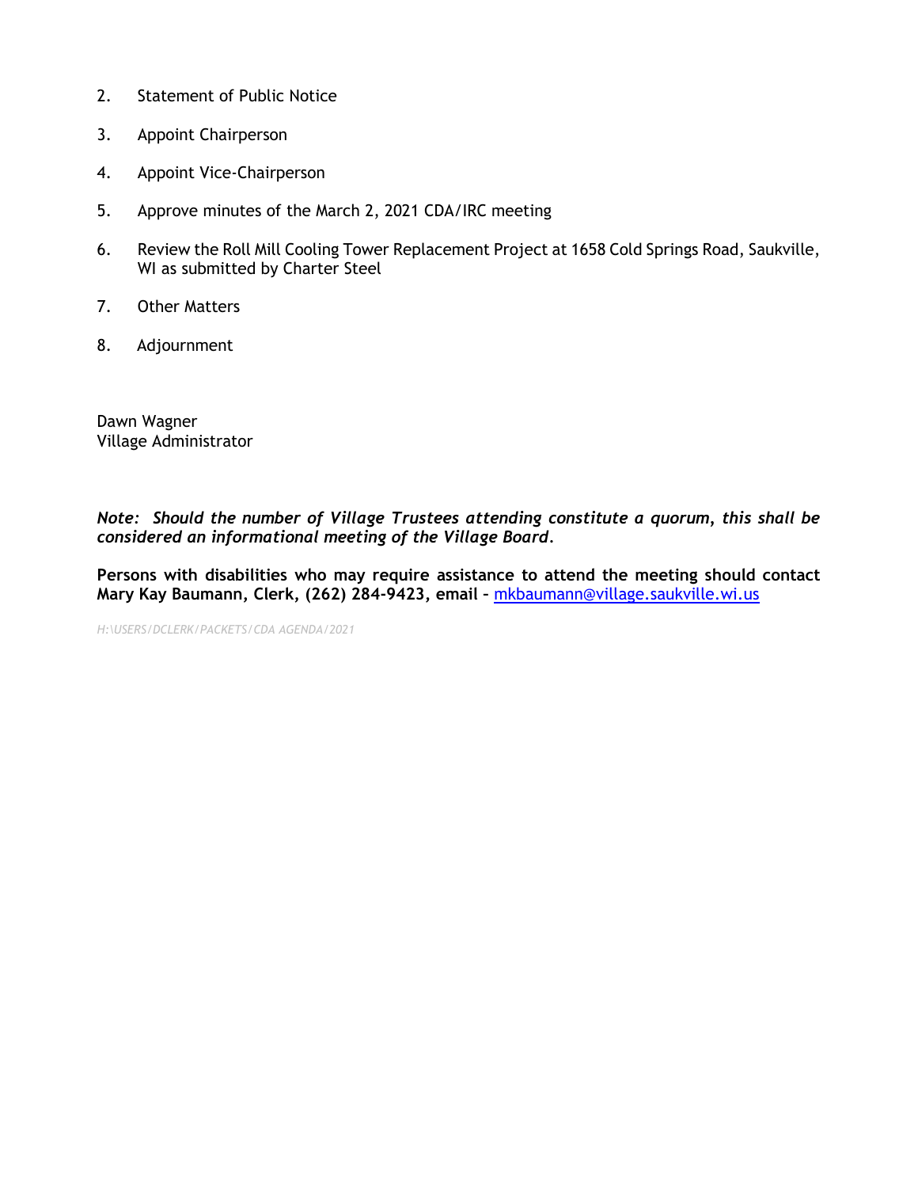2. Statement of Public Notice
3. Appoint Chairperson
4. Appoint Vice-Chairperson
5. Approve minutes of the March 2, 2021 CDA/IRC meeting
6. Review the Roll Mill Cooling Tower Replacement Project at 1658 Cold Springs Road, Saukville, WI as submitted by Charter Steel
7. Other Matters
8. Adjournment

Dawn Wagner
Village Administrator

***Note: Should the number of Village Trustees attending constitute a quorum, this shall be considered an informational meeting of the Village Board.***

**Persons with disabilities who may require assistance to attend the meeting should contact Mary Kay Baumann, Clerk, (262) 284-9423, email – mkbaumann@village.saukville.wi.us**

*H:\USERS/DCLERK/PACKETS/CDA AGENDA/2021*